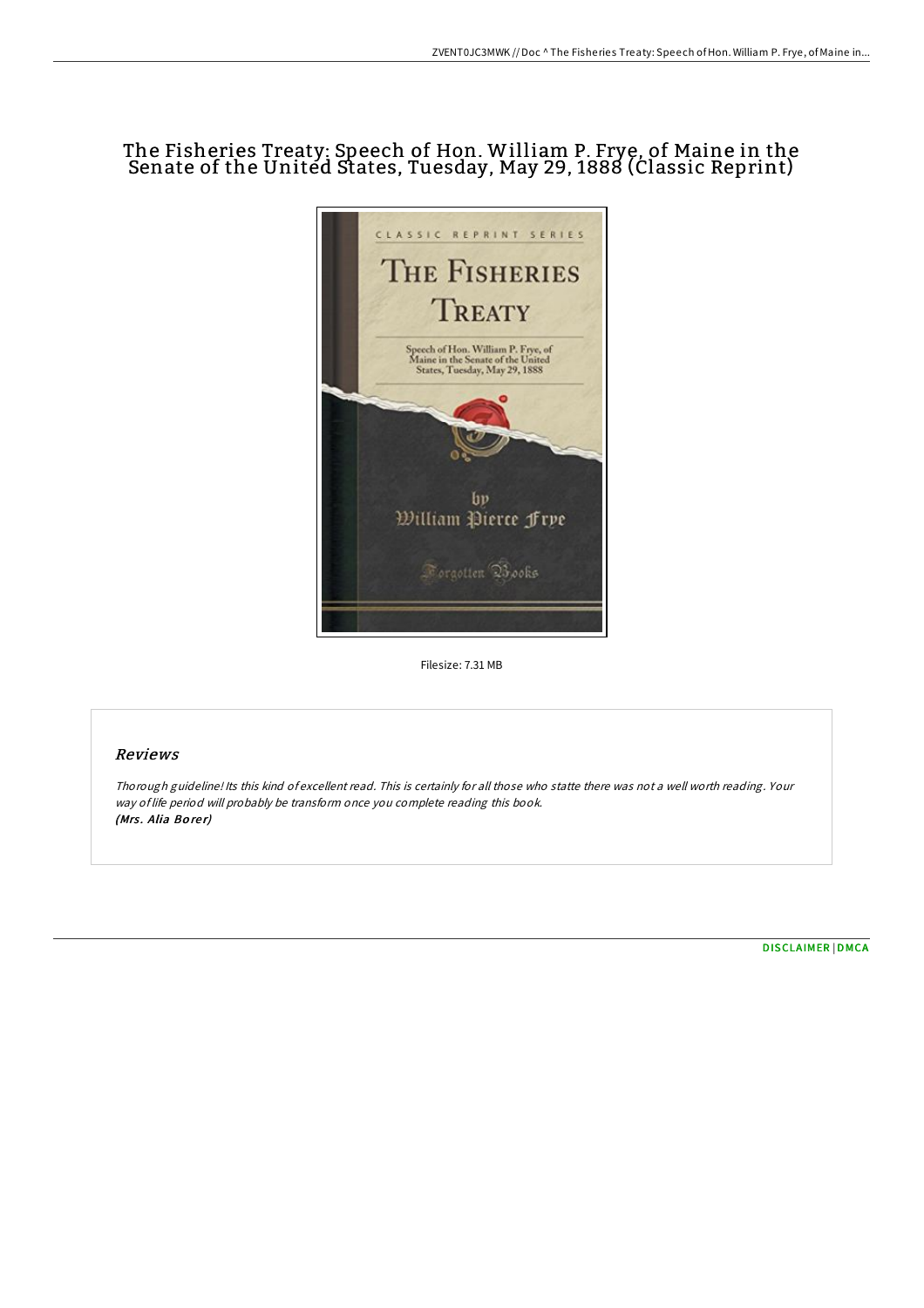# The Fisheries Treaty: Speech of Hon. William P. Frye, of Maine in the Senate of the United States, Tuesday, May 29, 1888 (Classic Reprint)

Filesize: 7.31 MB

## Reviews

*Thorough guideline! Its this kind of excellent read. This is certainly for all those who statte there was not a well worth reading. Your way of life period will probably be transform once you complete reading this book.*
***(Mrs. Alia Borer)***

DISCLAIMER | DMCA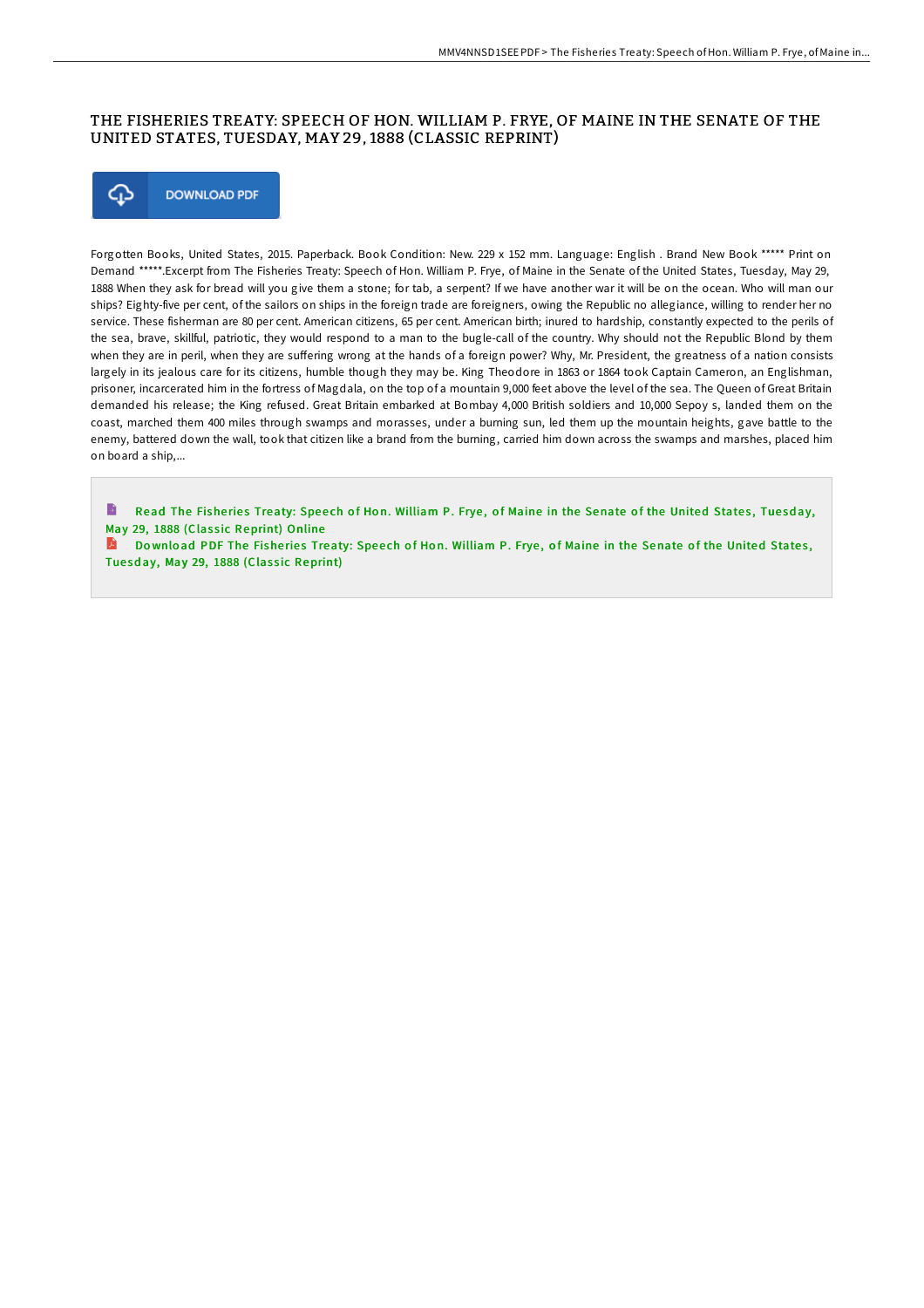# THE FISHERIES TREATY: SPEECH OF HON. WILLIAM P. FRYE, OF MAINE IN THE SENATE OF THE UNITED STATES, TUESDAY, MAY 29, 1888 (CLASSIC REPRINT)

DOWNLOAD PDF

Forgotten Books, United States, 2015. Paperback. Book Condition: New. 229 x 152 mm. Language: English . Brand New Book ***** Print on Demand *****.Excerpt from The Fisheries Treaty: Speech of Hon. William P. Frye, of Maine in the Senate of the United States, Tuesday, May 29, 1888 When they ask for bread will you give them a stone; for tab, a serpent? If we have another war it will be on the ocean. Who will man our ships? Eighty-five per cent, of the sailors on ships in the foreign trade are foreigners, owing the Republic no allegiance, willing to render her no service. These fisherman are 80 per cent. American citizens, 65 per cent. American birth; inured to hardship, constantly expected to the perils of the sea, brave, skillful, patriotic, they would respond to a man to the bugle-call of the country. Why should not the Republic Blond by them when they are in peril, when they are suffering wrong at the hands of a foreign power? Why, Mr. President, the greatness of a nation consists largely in its jealous care for its citizens, humble though they may be. King Theodore in 1863 or 1864 took Captain Cameron, an Englishman, prisoner, incarcerated him in the fortress of Magdala, on the top of a mountain 9,000 feet above the level of the sea. The Queen of Great Britain demanded his release; the King refused. Great Britain embarked at Bombay 4,000 British soldiers and 10,000 Sepoy s, landed them on the coast, marched them 400 miles through swamps and morasses, under a burning sun, led them up the mountain heights, gave battle to the enemy, battered down the wall, took that citizen like a brand from the burning, carried him down across the swamps and marshes, placed him on board a ship,...

Read The Fisheries Treaty: Speech of Hon. William P. Frye, of Maine in the Senate of the United States, Tuesday, May 29, 1888 (Classic Reprint) Online

Download PDF The Fisheries Treaty: Speech of Hon. William P. Frye, of Maine in the Senate of the United States, Tuesday, May 29, 1888 (Classic Reprint)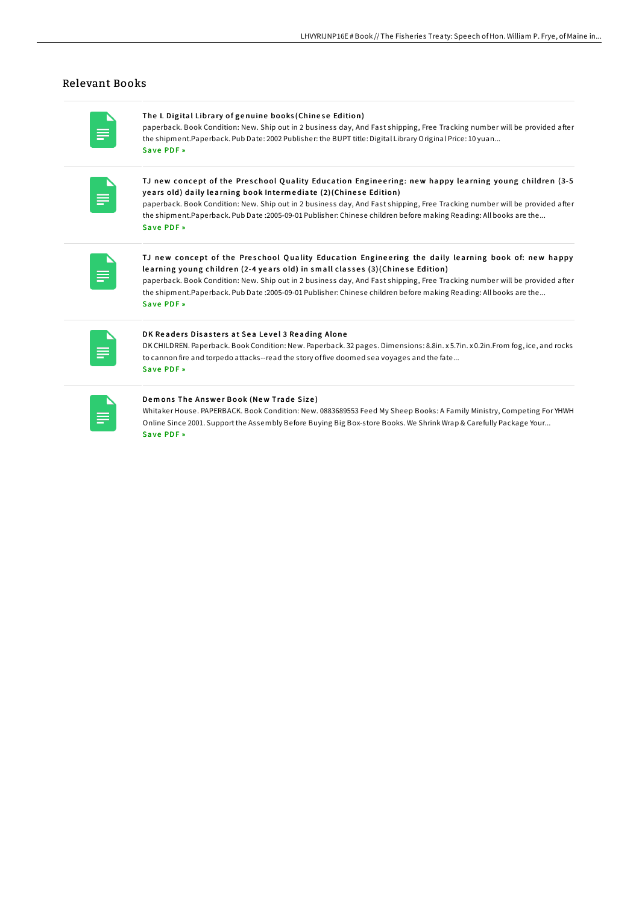## Relevant Books

### The L Digital Library of genuine books(Chinese Edition)

paperback. Book Condition: New. Ship out in 2 business day, And Fast shipping, Free Tracking number will be provided after the shipment.Paperback. Pub Date: 2002 Publisher: the BUPT title: Digital Library Original Price: 10 yuan...

Save PDF »

### TJ new concept of the Preschool Quality Education Engineering: new happy learning young children (3-5 years old) daily learning book Intermediate (2)(Chinese Edition)

paperback. Book Condition: New. Ship out in 2 business day, And Fast shipping, Free Tracking number will be provided after the shipment.Paperback. Pub Date :2005-09-01 Publisher: Chinese children before making Reading: All books are the...

Save PDF »

### TJ new concept of the Preschool Quality Education Engineering the daily learning book of: new happy learning young children (2-4 years old) in small classes (3)(Chinese Edition)

paperback. Book Condition: New. Ship out in 2 business day, And Fast shipping, Free Tracking number will be provided after the shipment.Paperback. Pub Date :2005-09-01 Publisher: Chinese children before making Reading: All books are the...

Save PDF »

### DK Readers Disasters at Sea Level 3 Reading Alone

DK CHILDREN. Paperback. Book Condition: New. Paperback. 32 pages. Dimensions: 8.8in. x 5.7in. x 0.2in.From fog, ice, and rocks to cannon fire and torpedo attacks--read the story of five doomed sea voyages and the fate...

Save PDF »

### Demons The Answer Book (New Trade Size)

Whitaker House. PAPERBACK. Book Condition: New. 0883689553 Feed My Sheep Books: A Family Ministry, Competing For YHWH Online Since 2001. Support the Assembly Before Buying Big Box-store Books. We Shrink Wrap & Carefully Package Your...

Save PDF »